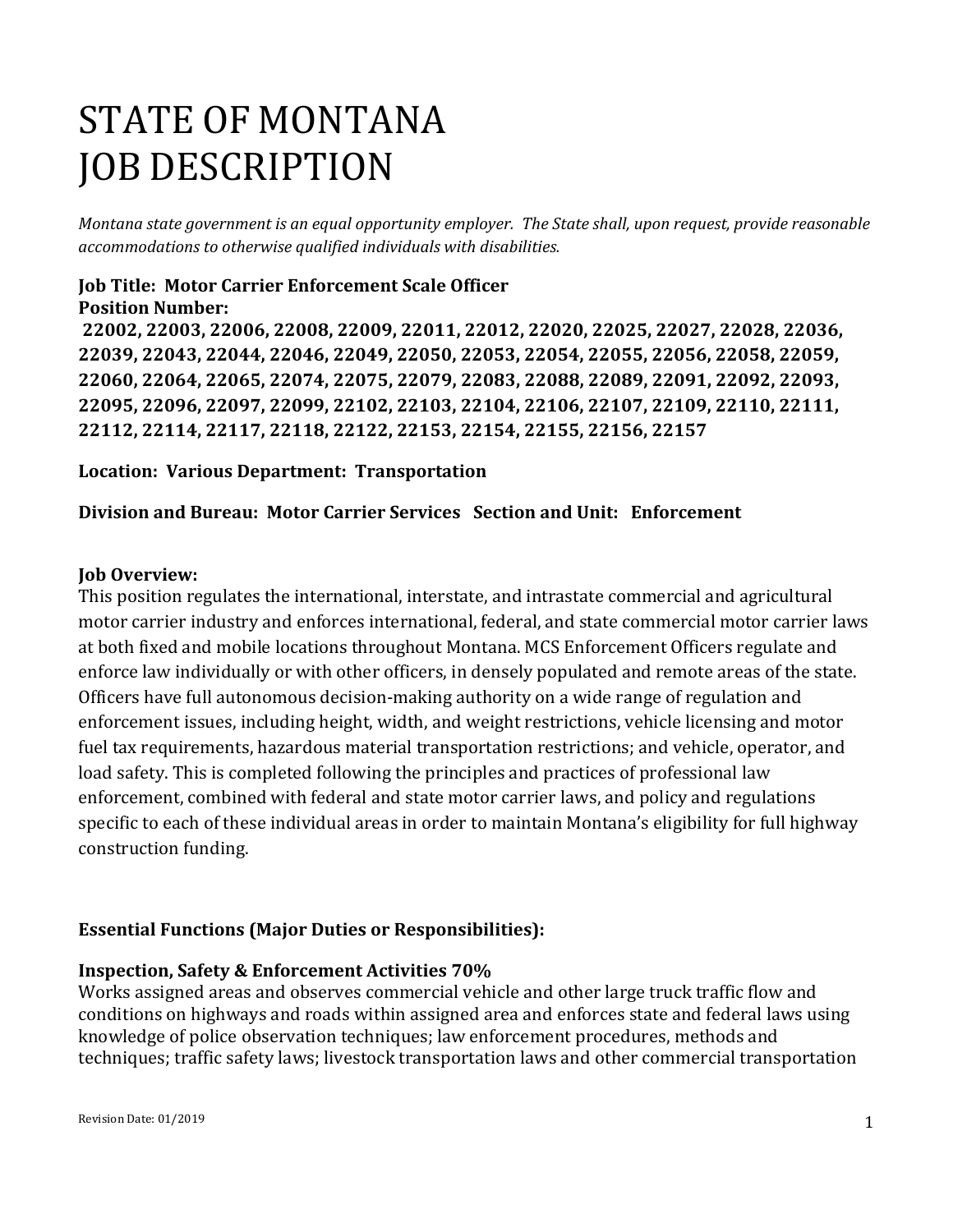# STATE OF MONTANA
# JOB DESCRIPTION

*Montana state government is an equal opportunity employer. The State shall, upon request, provide reasonable accommodations to otherwise qualified individuals with disabilities.*

**Job Title: Motor Carrier Enforcement Scale Officer**
**Position Number:**
**22002, 22003, 22006, 22008, 22009, 22011, 22012, 22020, 22025, 22027, 22028, 22036, 22039, 22043, 22044, 22046, 22049, 22050, 22053, 22054, 22055, 22056, 22058, 22059, 22060, 22064, 22065, 22074, 22075, 22079, 22083, 22088, 22089, 22091, 22092, 22093, 22095, 22096, 22097, 22099, 22102, 22103, 22104, 22106, 22107, 22109, 22110, 22111, 22112, 22114, 22117, 22118, 22122, 22153, 22154, 22155, 22156, 22157**

**Location: Various Department: Transportation**

**Division and Bureau: Motor Carrier Services Section and Unit: Enforcement**

**Job Overview:**
This position regulates the international, interstate, and intrastate commercial and agricultural motor carrier industry and enforces international, federal, and state commercial motor carrier laws at both fixed and mobile locations throughout Montana. MCS Enforcement Officers regulate and enforce law individually or with other officers, in densely populated and remote areas of the state. Officers have full autonomous decision-making authority on a wide range of regulation and enforcement issues, including height, width, and weight restrictions, vehicle licensing and motor fuel tax requirements, hazardous material transportation restrictions; and vehicle, operator, and load safety. This is completed following the principles and practices of professional law enforcement, combined with federal and state motor carrier laws, and policy and regulations specific to each of these individual areas in order to maintain Montana's eligibility for full highway construction funding.

**Essential Functions (Major Duties or Responsibilities):**

**Inspection, Safety & Enforcement Activities 70%**
Works assigned areas and observes commercial vehicle and other large truck traffic flow and conditions on highways and roads within assigned area and enforces state and federal laws using knowledge of police observation techniques; law enforcement procedures, methods and techniques; traffic safety laws; livestock transportation laws and other commercial transportation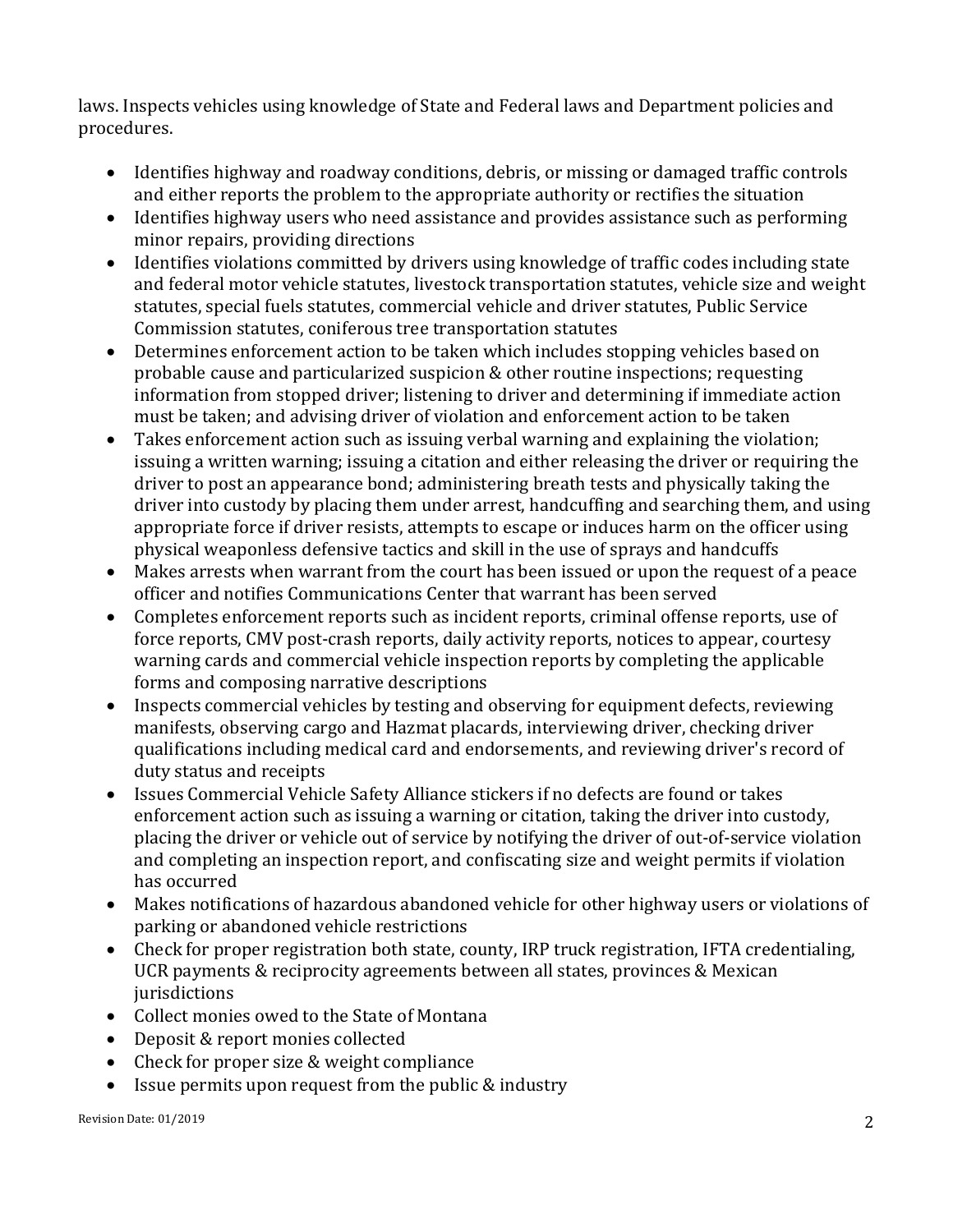laws. Inspects vehicles using knowledge of State and Federal laws and Department policies and procedures.

- Identifies highway and roadway conditions, debris, or missing or damaged traffic controls and either reports the problem to the appropriate authority or rectifies the situation
- Identifies highway users who need assistance and provides assistance such as performing minor repairs, providing directions
- Identifies violations committed by drivers using knowledge of traffic codes including state and federal motor vehicle statutes, livestock transportation statutes, vehicle size and weight statutes, special fuels statutes, commercial vehicle and driver statutes, Public Service Commission statutes, coniferous tree transportation statutes
- Determines enforcement action to be taken which includes stopping vehicles based on probable cause and particularized suspicion & other routine inspections; requesting information from stopped driver; listening to driver and determining if immediate action must be taken; and advising driver of violation and enforcement action to be taken
- Takes enforcement action such as issuing verbal warning and explaining the violation; issuing a written warning; issuing a citation and either releasing the driver or requiring the driver to post an appearance bond; administering breath tests and physically taking the driver into custody by placing them under arrest, handcuffing and searching them, and using appropriate force if driver resists, attempts to escape or induces harm on the officer using physical weaponless defensive tactics and skill in the use of sprays and handcuffs
- Makes arrests when warrant from the court has been issued or upon the request of a peace officer and notifies Communications Center that warrant has been served
- Completes enforcement reports such as incident reports, criminal offense reports, use of force reports, CMV post-crash reports, daily activity reports, notices to appear, courtesy warning cards and commercial vehicle inspection reports by completing the applicable forms and composing narrative descriptions
- Inspects commercial vehicles by testing and observing for equipment defects, reviewing manifests, observing cargo and Hazmat placards, interviewing driver, checking driver qualifications including medical card and endorsements, and reviewing driver's record of duty status and receipts
- Issues Commercial Vehicle Safety Alliance stickers if no defects are found or takes enforcement action such as issuing a warning or citation, taking the driver into custody, placing the driver or vehicle out of service by notifying the driver of out-of-service violation and completing an inspection report, and confiscating size and weight permits if violation has occurred
- Makes notifications of hazardous abandoned vehicle for other highway users or violations of parking or abandoned vehicle restrictions
- Check for proper registration both state, county, IRP truck registration, IFTA credentialing, UCR payments & reciprocity agreements between all states, provinces & Mexican jurisdictions
- Collect monies owed to the State of Montana
- Deposit & report monies collected
- Check for proper size & weight compliance
- Issue permits upon request from the public & industry

Revision Date: 01/2019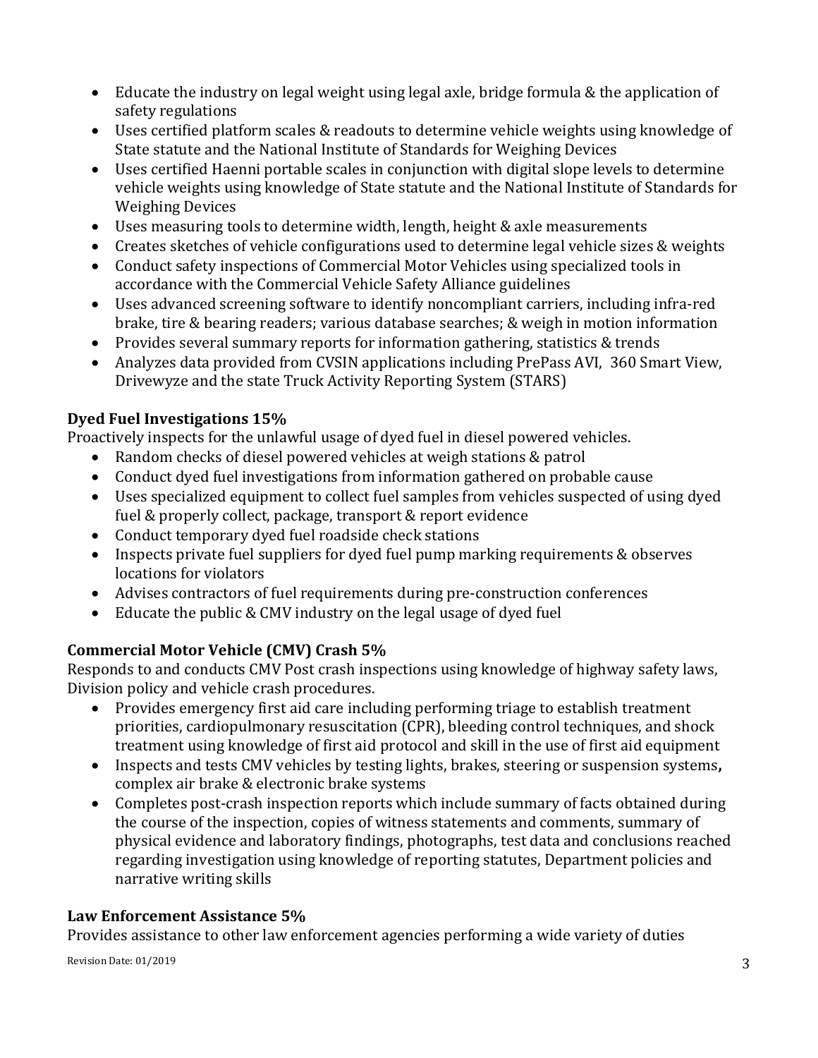- Educate the industry on legal weight using legal axle, bridge formula & the application of safety regulations
- Uses certified platform scales & readouts to determine vehicle weights using knowledge of State statute and the National Institute of Standards for Weighing Devices
- Uses certified Haenni portable scales in conjunction with digital slope levels to determine vehicle weights using knowledge of State statute and the National Institute of Standards for Weighing Devices
- Uses measuring tools to determine width, length, height & axle measurements
- Creates sketches of vehicle configurations used to determine legal vehicle sizes & weights
- Conduct safety inspections of Commercial Motor Vehicles using specialized tools in accordance with the Commercial Vehicle Safety Alliance guidelines
- Uses advanced screening software to identify noncompliant carriers, including infra-red brake, tire & bearing readers; various database searches; & weigh in motion information
- Provides several summary reports for information gathering, statistics & trends
- Analyzes data provided from CVSIN applications including PrePass AVI, 360 Smart View, Drivewyze and the state Truck Activity Reporting System (STARS)

**Dyed Fuel Investigations 15%**

Proactively inspects for the unlawful usage of dyed fuel in diesel powered vehicles.

- Random checks of diesel powered vehicles at weigh stations & patrol
- Conduct dyed fuel investigations from information gathered on probable cause
- Uses specialized equipment to collect fuel samples from vehicles suspected of using dyed fuel & properly collect, package, transport & report evidence
- Conduct temporary dyed fuel roadside check stations
- Inspects private fuel suppliers for dyed fuel pump marking requirements & observes locations for violators
- Advises contractors of fuel requirements during pre-construction conferences
- Educate the public & CMV industry on the legal usage of dyed fuel

**Commercial Motor Vehicle (CMV) Crash 5%**

Responds to and conducts CMV Post crash inspections using knowledge of highway safety laws, Division policy and vehicle crash procedures.

- Provides emergency first aid care including performing triage to establish treatment priorities, cardiopulmonary resuscitation (CPR), bleeding control techniques, and shock treatment using knowledge of first aid protocol and skill in the use of first aid equipment
- Inspects and tests CMV vehicles by testing lights, brakes, steering or suspension systems**,** complex air brake & electronic brake systems
- Completes post-crash inspection reports which include summary of facts obtained during the course of the inspection, copies of witness statements and comments, summary of physical evidence and laboratory findings, photographs, test data and conclusions reached regarding investigation using knowledge of reporting statutes, Department policies and narrative writing skills

**Law Enforcement Assistance 5%**

Provides assistance to other law enforcement agencies performing a wide variety of duties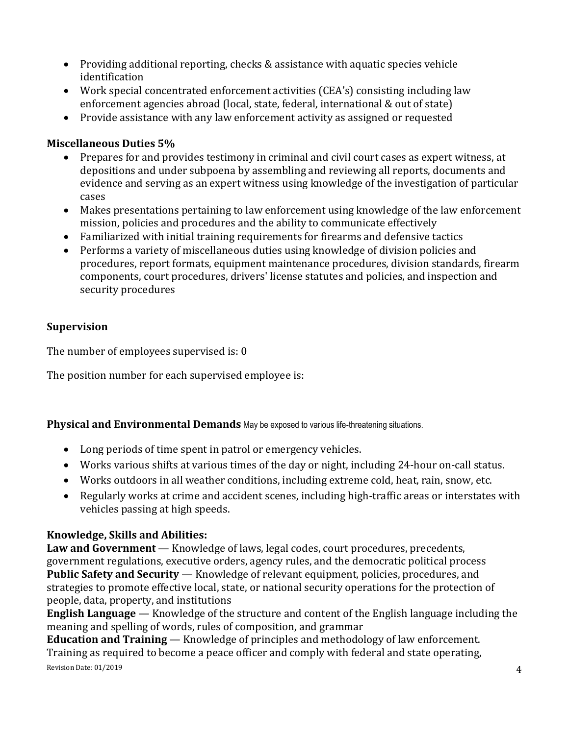- Providing additional reporting, checks & assistance with aquatic species vehicle identification
- Work special concentrated enforcement activities (CEA's) consisting including law enforcement agencies abroad (local, state, federal, international & out of state)
- Provide assistance with any law enforcement activity as assigned or requested

**Miscellaneous Duties 5%**

- Prepares for and provides testimony in criminal and civil court cases as expert witness, at depositions and under subpoena by assembling and reviewing all reports, documents and evidence and serving as an expert witness using knowledge of the investigation of particular cases
- Makes presentations pertaining to law enforcement using knowledge of the law enforcement mission, policies and procedures and the ability to communicate effectively
- Familiarized with initial training requirements for firearms and defensive tactics
- Performs a variety of miscellaneous duties using knowledge of division policies and procedures, report formats, equipment maintenance procedures, division standards, firearm components, court procedures, drivers' license statutes and policies, and inspection and security procedures

**Supervision**

The number of employees supervised is: 0

The position number for each supervised employee is:

**Physical and Environmental Demands** May be exposed to various life-threatening situations.

- Long periods of time spent in patrol or emergency vehicles.
- Works various shifts at various times of the day or night, including 24-hour on-call status.
- Works outdoors in all weather conditions, including extreme cold, heat, rain, snow, etc.
- Regularly works at crime and accident scenes, including high-traffic areas or interstates with vehicles passing at high speeds.

**Knowledge, Skills and Abilities:**

**Law and Government** — Knowledge of laws, legal codes, court procedures, precedents, government regulations, executive orders, agency rules, and the democratic political process

**Public Safety and Security** — Knowledge of relevant equipment, policies, procedures, and strategies to promote effective local, state, or national security operations for the protection of people, data, property, and institutions

**English Language** — Knowledge of the structure and content of the English language including the meaning and spelling of words, rules of composition, and grammar

**Education and Training** — Knowledge of principles and methodology of law enforcement. Training as required to become a peace officer and comply with federal and state operating,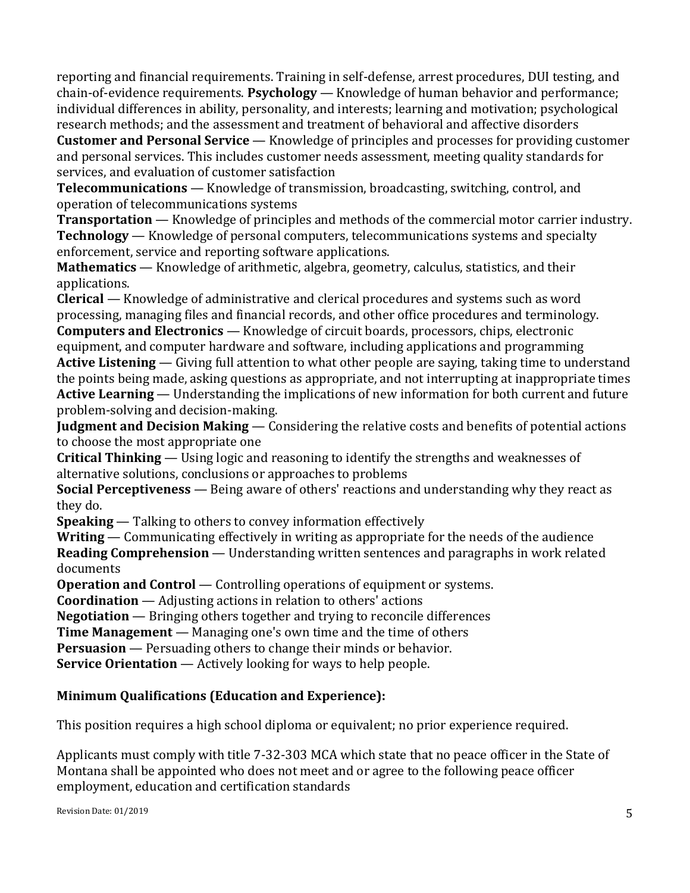reporting and financial requirements. Training in self-defense, arrest procedures, DUI testing, and chain-of-evidence requirements. **Psychology** — Knowledge of human behavior and performance; individual differences in ability, personality, and interests; learning and motivation; psychological research methods; and the assessment and treatment of behavioral and affective disorders

**Customer and Personal Service** — Knowledge of principles and processes for providing customer and personal services. This includes customer needs assessment, meeting quality standards for services, and evaluation of customer satisfaction

**Telecommunications** — Knowledge of transmission, broadcasting, switching, control, and operation of telecommunications systems

**Transportation** — Knowledge of principles and methods of the commercial motor carrier industry.

**Technology** — Knowledge of personal computers, telecommunications systems and specialty enforcement, service and reporting software applications.

**Mathematics** — Knowledge of arithmetic, algebra, geometry, calculus, statistics, and their applications.

**Clerical** — Knowledge of administrative and clerical procedures and systems such as word processing, managing files and financial records, and other office procedures and terminology.

**Computers and Electronics** — Knowledge of circuit boards, processors, chips, electronic equipment, and computer hardware and software, including applications and programming

**Active Listening** — Giving full attention to what other people are saying, taking time to understand the points being made, asking questions as appropriate, and not interrupting at inappropriate times

**Active Learning** — Understanding the implications of new information for both current and future problem-solving and decision-making.

**Judgment and Decision Making** — Considering the relative costs and benefits of potential actions to choose the most appropriate one

**Critical Thinking** — Using logic and reasoning to identify the strengths and weaknesses of alternative solutions, conclusions or approaches to problems

**Social Perceptiveness** — Being aware of others' reactions and understanding why they react as they do.

**Speaking** — Talking to others to convey information effectively

**Writing** — Communicating effectively in writing as appropriate for the needs of the audience

**Reading Comprehension** — Understanding written sentences and paragraphs in work related documents

**Operation and Control** — Controlling operations of equipment or systems.

**Coordination** — Adjusting actions in relation to others' actions

**Negotiation** — Bringing others together and trying to reconcile differences

**Time Management** — Managing one's own time and the time of others

**Persuasion** — Persuading others to change their minds or behavior.

**Service Orientation** — Actively looking for ways to help people.

## Minimum Qualifications (Education and Experience):

This position requires a high school diploma or equivalent; no prior experience required.

Applicants must comply with title 7-32-303 MCA which state that no peace officer in the State of Montana shall be appointed who does not meet and or agree to the following peace officer employment, education and certification standards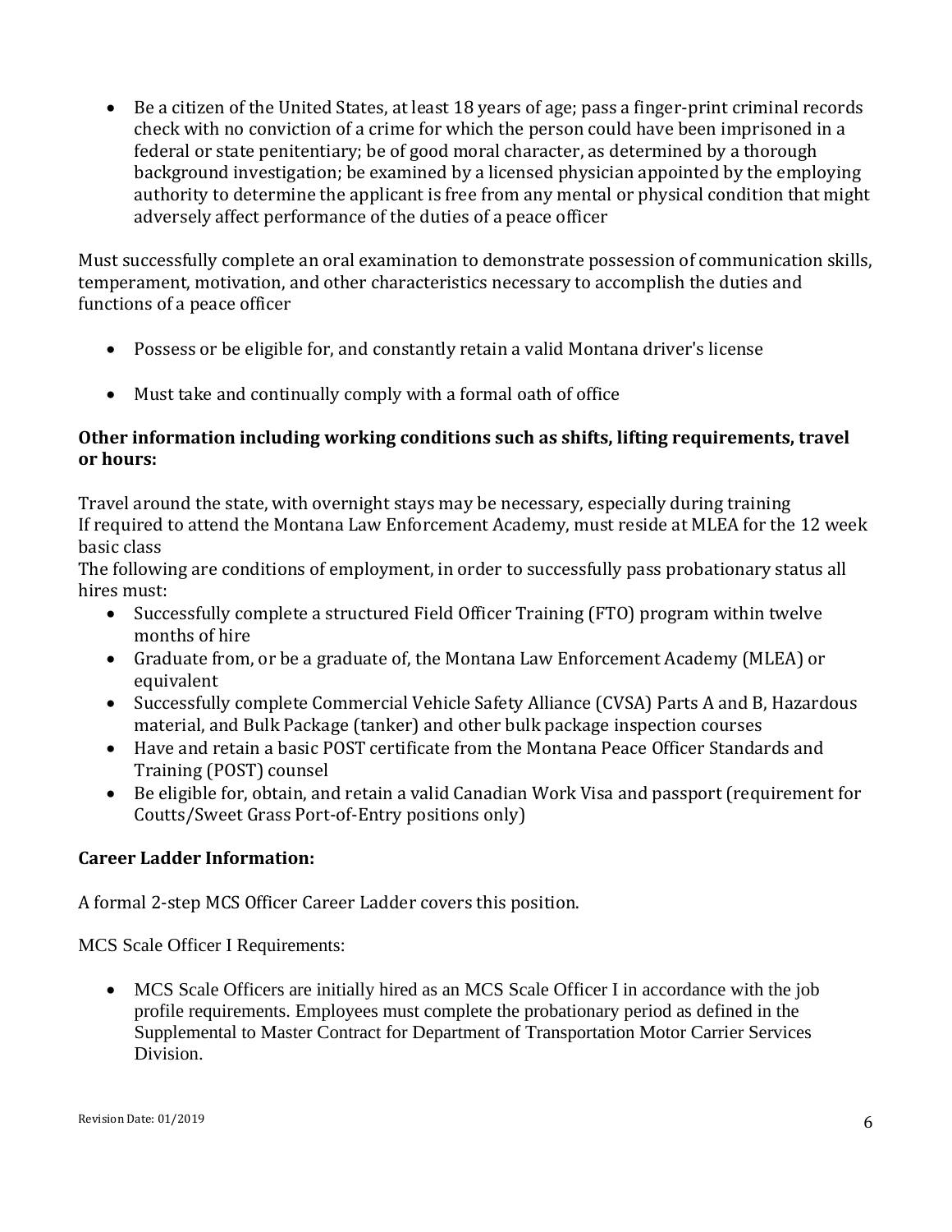- Be a citizen of the United States, at least 18 years of age; pass a finger-print criminal records check with no conviction of a crime for which the person could have been imprisoned in a federal or state penitentiary; be of good moral character, as determined by a thorough background investigation; be examined by a licensed physician appointed by the employing authority to determine the applicant is free from any mental or physical condition that might adversely affect performance of the duties of a peace officer

Must successfully complete an oral examination to demonstrate possession of communication skills, temperament, motivation, and other characteristics necessary to accomplish the duties and functions of a peace officer

- Possess or be eligible for, and constantly retain a valid Montana driver's license
- Must take and continually comply with a formal oath of office

**Other information including working conditions such as shifts, lifting requirements, travel or hours:**

Travel around the state, with overnight stays may be necessary, especially during training
If required to attend the Montana Law Enforcement Academy, must reside at MLEA for the 12 week basic class
The following are conditions of employment, in order to successfully pass probationary status all hires must:

- Successfully complete a structured Field Officer Training (FTO) program within twelve months of hire
- Graduate from, or be a graduate of, the Montana Law Enforcement Academy (MLEA) or equivalent
- Successfully complete Commercial Vehicle Safety Alliance (CVSA) Parts A and B, Hazardous material, and Bulk Package (tanker) and other bulk package inspection courses
- Have and retain a basic POST certificate from the Montana Peace Officer Standards and Training (POST) counsel
- Be eligible for, obtain, and retain a valid Canadian Work Visa and passport (requirement for Coutts/Sweet Grass Port-of-Entry positions only)

**Career Ladder Information:**

A formal 2-step MCS Officer Career Ladder covers this position.

MCS Scale Officer I Requirements:

- MCS Scale Officers are initially hired as an MCS Scale Officer I in accordance with the job profile requirements. Employees must complete the probationary period as defined in the Supplemental to Master Contract for Department of Transportation Motor Carrier Services Division.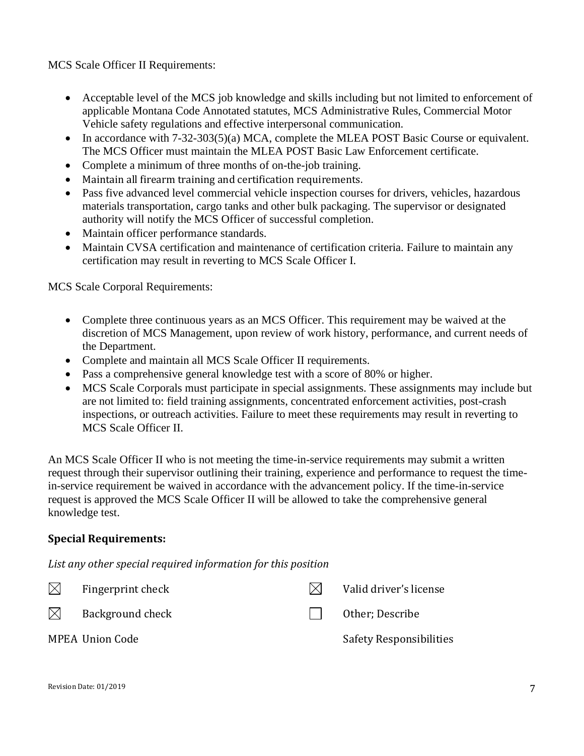MCS Scale Officer II Requirements:

- Acceptable level of the MCS job knowledge and skills including but not limited to enforcement of applicable Montana Code Annotated statutes, MCS Administrative Rules, Commercial Motor Vehicle safety regulations and effective interpersonal communication.
- In accordance with 7-32-303(5)(a) MCA, complete the MLEA POST Basic Course or equivalent. The MCS Officer must maintain the MLEA POST Basic Law Enforcement certificate.
- Complete a minimum of three months of on-the-job training.
- Maintain all firearm training and certification requirements.
- Pass five advanced level commercial vehicle inspection courses for drivers, vehicles, hazardous materials transportation, cargo tanks and other bulk packaging. The supervisor or designated authority will notify the MCS Officer of successful completion.
- Maintain officer performance standards.
- Maintain CVSA certification and maintenance of certification criteria. Failure to maintain any certification may result in reverting to MCS Scale Officer I.

MCS Scale Corporal Requirements:

- Complete three continuous years as an MCS Officer. This requirement may be waived at the discretion of MCS Management, upon review of work history, performance, and current needs of the Department.
- Complete and maintain all MCS Scale Officer II requirements.
- Pass a comprehensive general knowledge test with a score of 80% or higher.
- MCS Scale Corporals must participate in special assignments. These assignments may include but are not limited to: field training assignments, concentrated enforcement activities, post-crash inspections, or outreach activities. Failure to meet these requirements may result in reverting to MCS Scale Officer II.

An MCS Scale Officer II who is not meeting the time-in-service requirements may submit a written request through their supervisor outlining their training, experience and performance to request the time-in-service requirement be waived in accordance with the advancement policy. If the time-in-service request is approved the MCS Scale Officer II will be allowed to take the comprehensive general knowledge test.

## Special Requirements:

*List any other special required information for this position*

- ☒ Fingerprint check
- ☒ Valid driver's license
- ☒ Background check
- ☐ Other; Describe

MPEA Union Code

Safety Responsibilities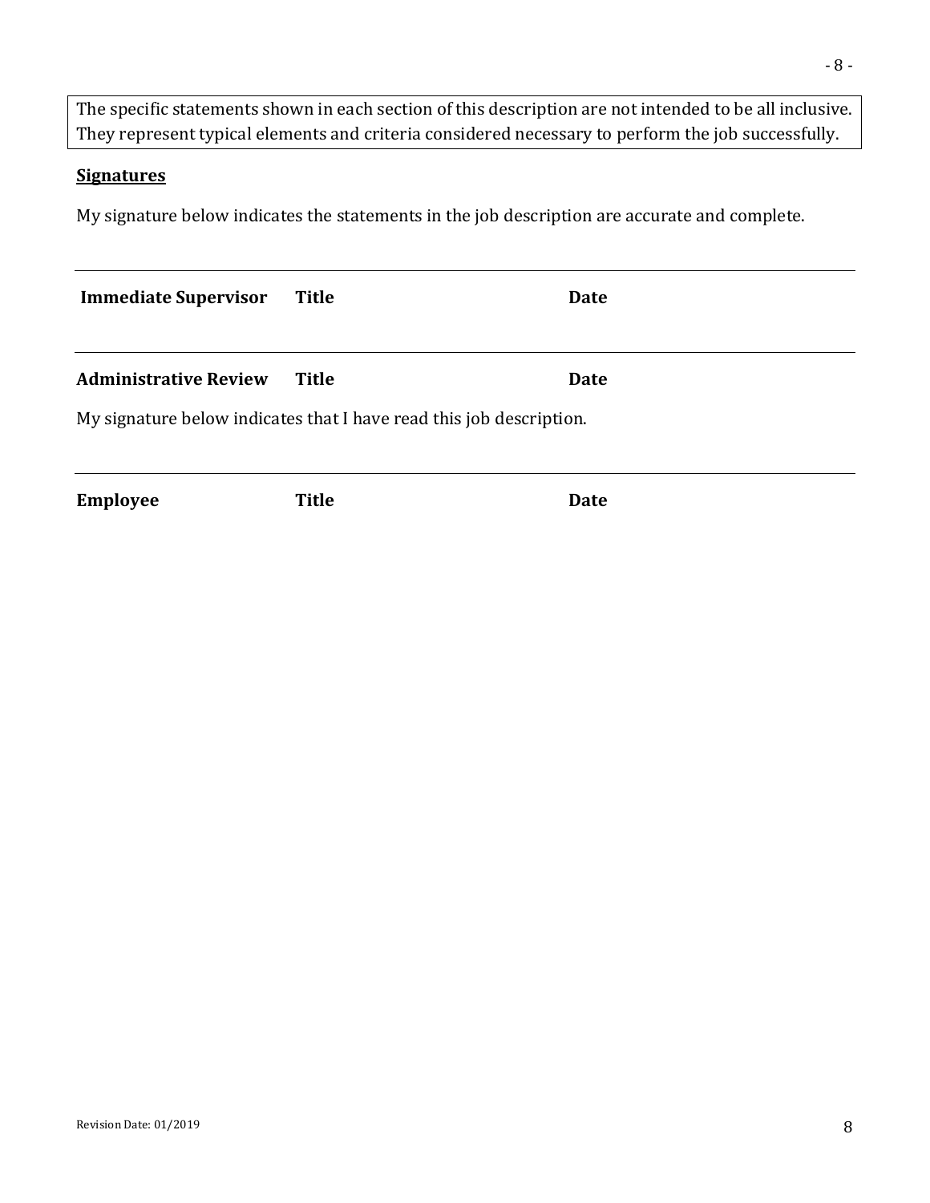The specific statements shown in each section of this description are not intended to be all inclusive. They represent typical elements and criteria considered necessary to perform the job successfully.

**Signatures**

My signature below indicates the statements in the job description are accurate and complete.

______________________________________________________________________________

**Immediate Supervisor** **Title** **Date**

______________________________________________________________________________

**Administrative Review** **Title** **Date**

My signature below indicates that I have read this job description.

______________________________________________________________________________

**Employee** **Title** **Date**

Revision Date: 01/2019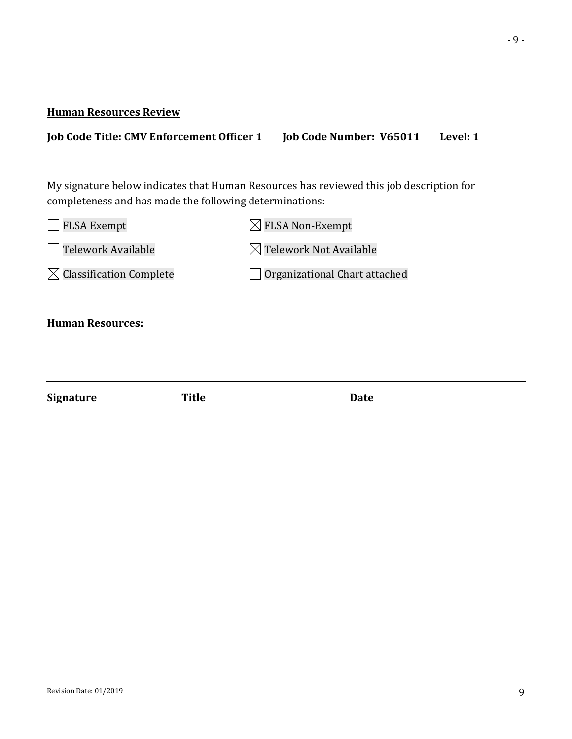**Human Resources Review**

**Job Code Title: CMV Enforcement Officer 1 Job Code Number: V65011 Level: 1**

My signature below indicates that Human Resources has reviewed this job description for completeness and has made the following determinations:

- ☐ FLSA Exempt
- ☒ FLSA Non-Exempt
- ☐ Telework Available
- ☒ Telework Not Available
- ☒ Classification Complete
- ☐ Organizational Chart attached

**Human Resources:**

---

**Signature** **Title** **Date**

Revision Date: 01/2019